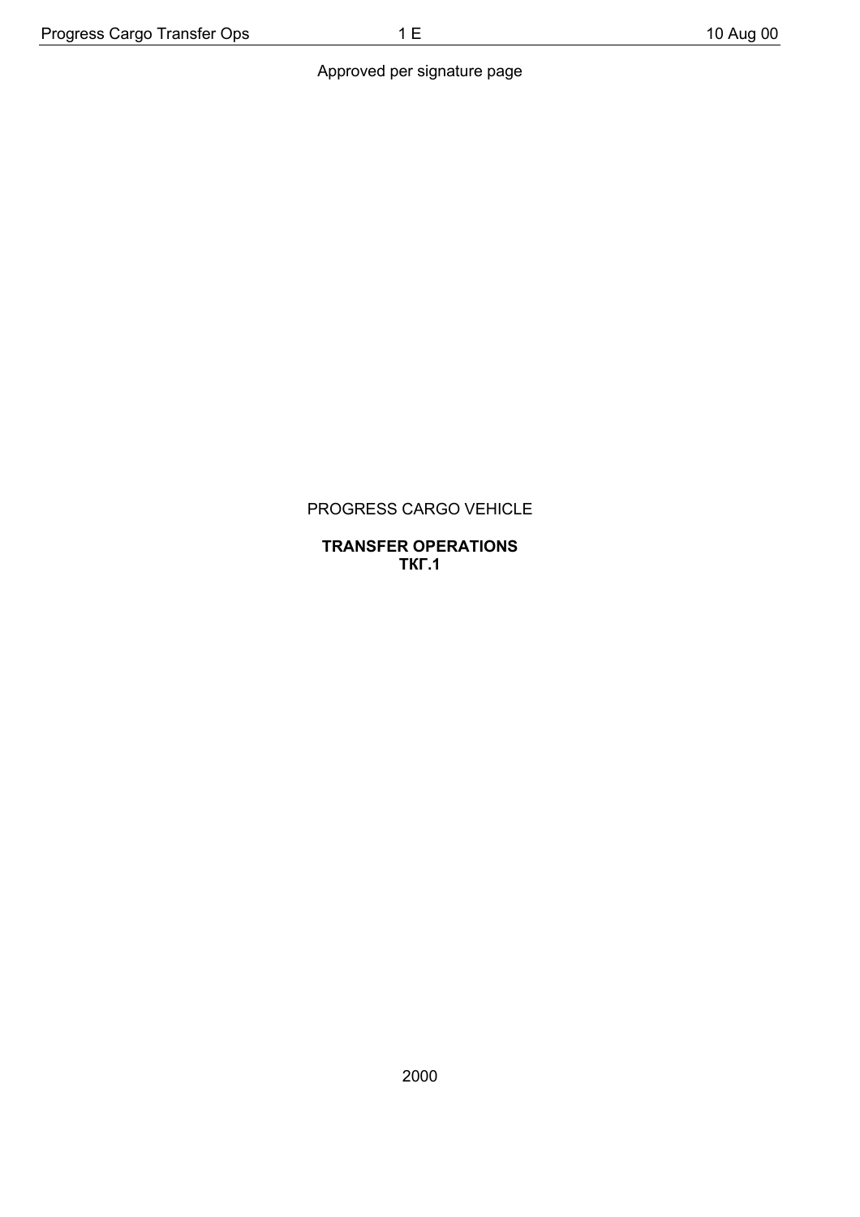Approved per signature page

PROGRESS CARGO VEHICLE

**TRANSFER OPERATIONS**
**ТКГ.1**

2000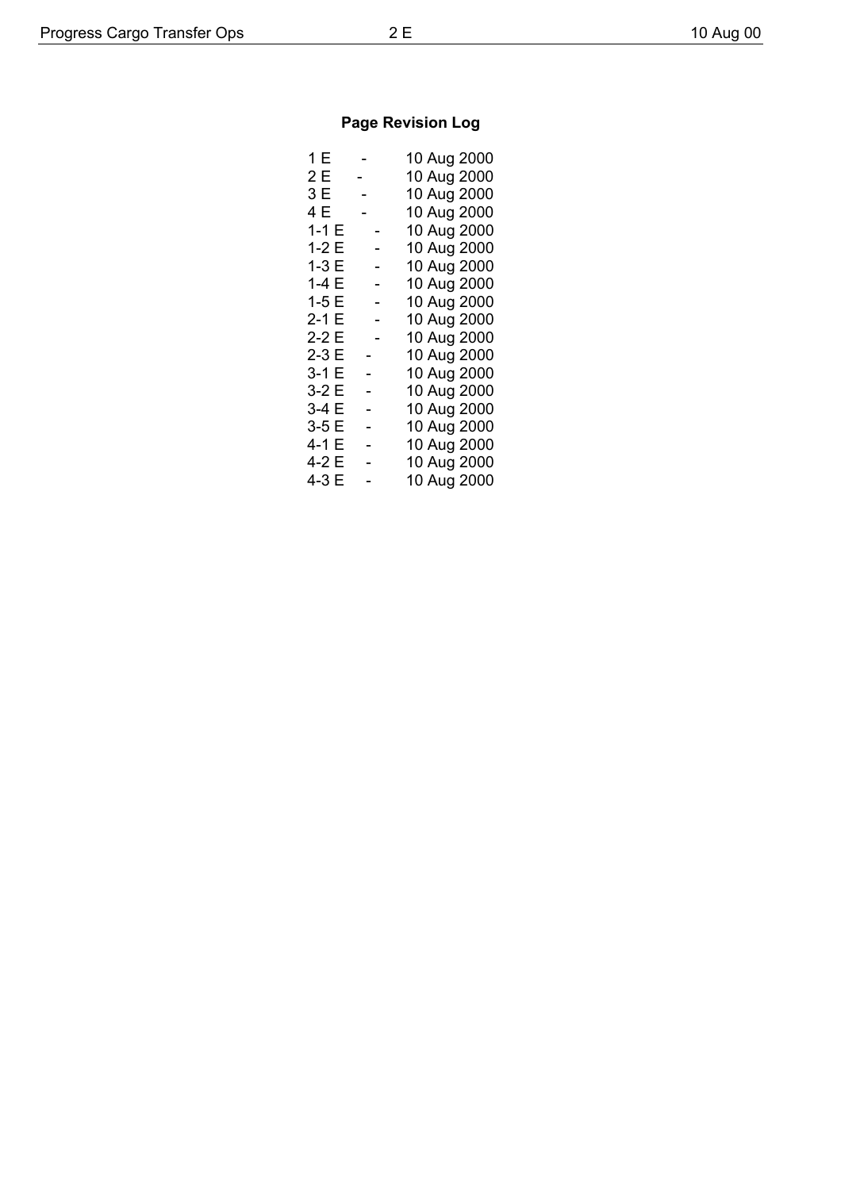## Page Revision Log

1 E - 10 Aug 2000
2 E - 10 Aug 2000
3 E - 10 Aug 2000
4 E - 10 Aug 2000
1-1 E - 10 Aug 2000
1-2 E - 10 Aug 2000
1-3 E - 10 Aug 2000
1-4 E - 10 Aug 2000
1-5 E - 10 Aug 2000
2-1 E - 10 Aug 2000
2-2 E - 10 Aug 2000
2-3 E - 10 Aug 2000
3-1 E - 10 Aug 2000
3-2 E - 10 Aug 2000
3-4 E - 10 Aug 2000
3-5 E - 10 Aug 2000
4-1 E - 10 Aug 2000
4-2 E - 10 Aug 2000
4-3 E - 10 Aug 2000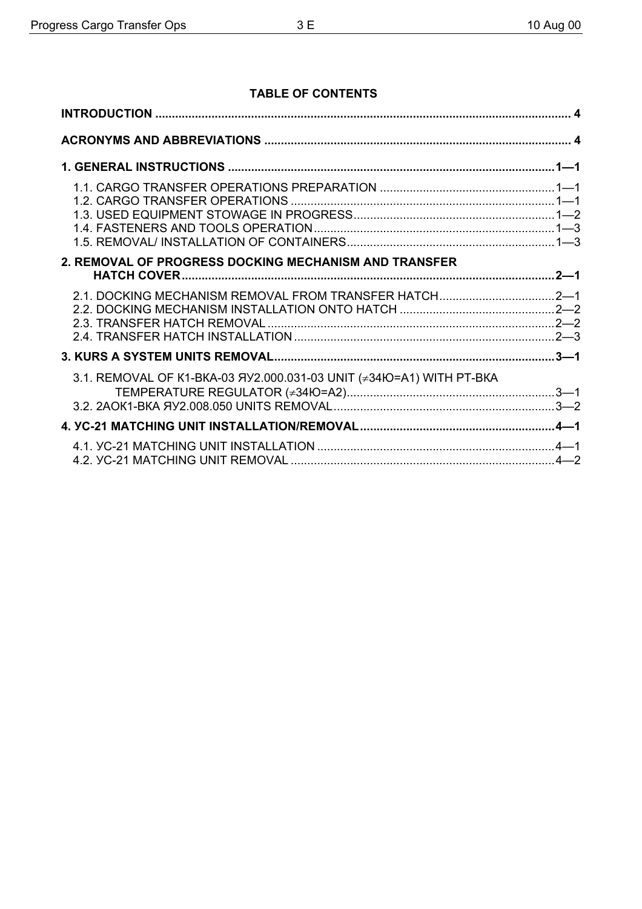# TABLE OF CONTENTS

**INTRODUCTION** ........................................................................................................................ 4

**ACRONYMS AND ABBREVIATIONS** ........................................................................................ 4

**1. GENERAL INSTRUCTIONS** ..............................................................................................1—1

1.1. CARGO TRANSFER OPERATIONS PREPARATION .....................................................1—1
1.2. CARGO TRANSFER OPERATIONS ...............................................................................1—1
1.3. USED EQUIPMENT STOWAGE IN PROGRESS.............................................................1—2
1.4. FASTENERS AND TOOLS OPERATION.........................................................................1—3
1.5. REMOVAL/ INSTALLATION OF CONTAINERS...............................................................1—3

**2. REMOVAL OF PROGRESS DOCKING MECHANISM AND TRANSFER HATCH COVER**.................................................................................................................2—1

2.1. DOCKING MECHANISM REMOVAL FROM TRANSFER HATCH...................................2—1
2.2. DOCKING MECHANISM INSTALLATION ONTO HATCH ...............................................2—2
2.3. TRANSFER HATCH REMOVAL .......................................................................................2—2
2.4. TRANSFER HATCH INSTALLATION ...............................................................................2—3

**3. KURS A SYSTEM UNITS REMOVAL**....................................................................................3—1

3.1. REMOVAL OF К1-ВКА-03 ЯУ2.000.031-03 UNIT (≠34Ю=А1) WITH РТ-ВКА TEMPERATURE REGULATOR (≠34Ю=А2)................................................................3—1
3.2. 2АОК1-ВКА ЯУ2.008.050 UNITS REMOVAL...................................................................3—2

**4. УС-21 MATCHING UNIT INSTALLATION/REMOVAL**...........................................................4—1

4.1. УС-21 MATCHING UNIT INSTALLATION ........................................................................4—1
4.2. УС-21 MATCHING UNIT REMOVAL ................................................................................4—2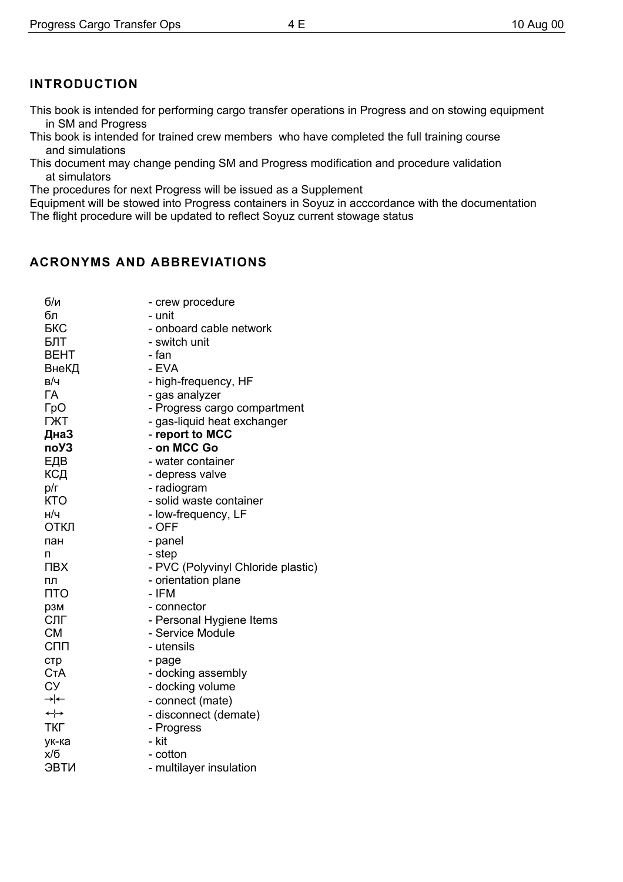## INTRODUCTION

This book is intended for performing cargo transfer operations in Progress and on stowing equipment in SM and Progress

This book is intended for trained crew members who have completed the full training course and simulations

This document may change pending SM and Progress modification and procedure validation at simulators

The procedures for next Progress will be issued as a Supplement

Equipment will be stowed into Progress containers in Soyuz in acccordance with the documentation

The flight procedure will be updated to reflect Soyuz current stowage status

## ACRONYMS AND ABBREVIATIONS

| | |
|---|---|
| б/и | - crew procedure |
| бл | - unit |
| БКС | - onboard cable network |
| БЛТ | - switch unit |
| ВЕНТ | - fan |
| ВнеКД | - EVA |
| в/ч | - high-frequency, HF |
| ГА | - gas analyzer |
| ГрО | - Progress cargo compartment |
| ГЖТ | - gas-liquid heat exchanger |
| **ДнаЗ** | - **report to MCC** |
| **поУЗ** | - **on MCC Go** |
| ЕДВ | - water container |
| КСД | - depress valve |
| р/г | - radiogram |
| КТО | - solid waste container |
| н/ч | - low-frequency, LF |
| ОТКЛ | - OFF |
| пан | - panel |
| п | - step |
| ПВХ | - PVC (Polyvinyl Chloride plastic) |
| пл | - orientation plane |
| ПТО | - IFM |
| рзм | - connector |
| СЛГ | - Personal Hygiene Items |
| СМ | - Service Module |
| СПП | - utensils |
| стр | - page |
| СтА | - docking assembly |
| СУ | - docking volume |
| →\|← | - connect (mate) |
| ←\|→ | - disconnect (demate) |
| ТКГ | - Progress |
| ук-ка | - kit |
| х/б | - cotton |
| ЭВТИ | - multilayer insulation |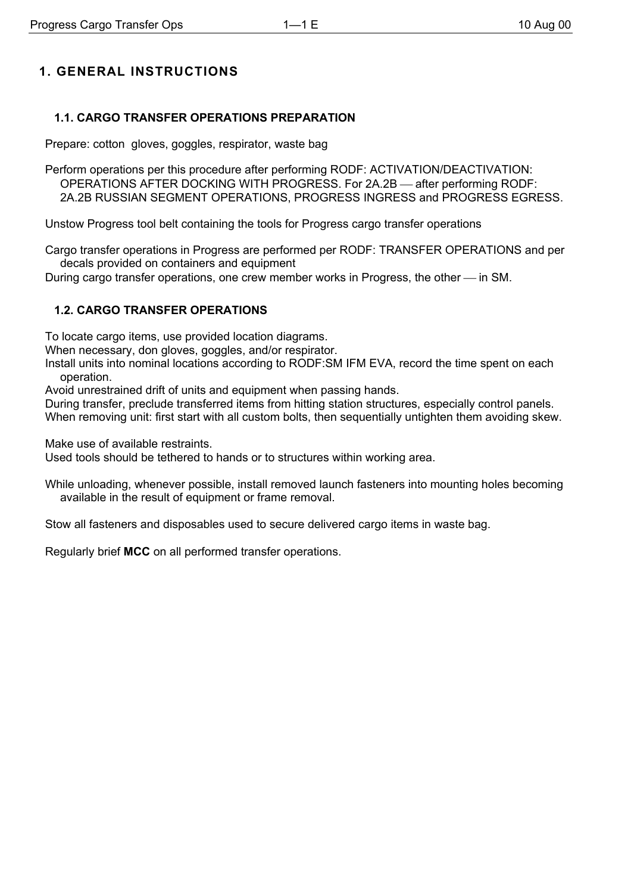# 1. GENERAL INSTRUCTIONS

## 1.1. CARGO TRANSFER OPERATIONS PREPARATION

Prepare: cotton gloves, goggles, respirator, waste bag

Perform operations per this procedure after performing RODF: ACTIVATION/DEACTIVATION: OPERATIONS AFTER DOCKING WITH PROGRESS. For 2A.2B — after performing RODF: 2A.2B RUSSIAN SEGMENT OPERATIONS, PROGRESS INGRESS and PROGRESS EGRESS.

Unstow Progress tool belt containing the tools for Progress cargo transfer operations

Cargo transfer operations in Progress are performed per RODF: TRANSFER OPERATIONS and per decals provided on containers and equipment
During cargo transfer operations, one crew member works in Progress, the other — in SM.

## 1.2. CARGO TRANSFER OPERATIONS

To locate cargo items, use provided location diagrams.
When necessary, don gloves, goggles, and/or respirator.
Install units into nominal locations according to RODF:SM IFM EVA, record the time spent on each operation.
Avoid unrestrained drift of units and equipment when passing hands.
During transfer, preclude transferred items from hitting station structures, especially control panels.
When removing unit: first start with all custom bolts, then sequentially untighten them avoiding skew.

Make use of available restraints.
Used tools should be tethered to hands or to structures within working area.

While unloading, whenever possible, install removed launch fasteners into mounting holes becoming available in the result of equipment or frame removal.

Stow all fasteners and disposables used to secure delivered cargo items in waste bag.

Regularly brief **MCC** on all performed transfer operations.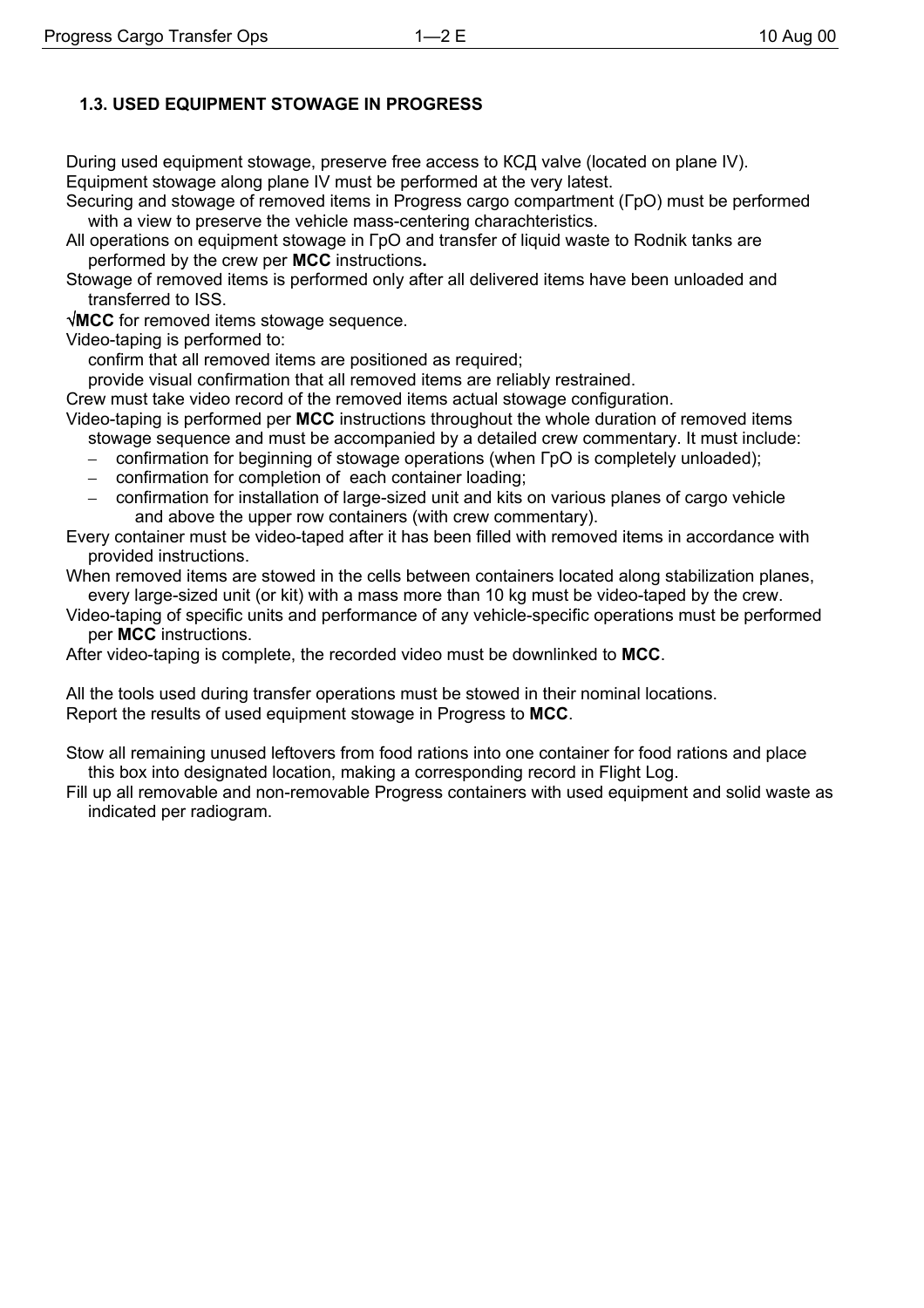### 1.3. USED EQUIPMENT STOWAGE IN PROGRESS

During used equipment stowage, preserve free access to КСД valve (located on plane IV).

Equipment stowage along plane IV must be performed at the very latest.

Securing and stowage of removed items in Progress cargo compartment (ГрО) must be performed with a view to preserve the vehicle mass-centering charachteristics.

All operations on equipment stowage in ГрО and transfer of liquid waste to Rodnik tanks are performed by the crew per **MCC** instructions**.**

Stowage of removed items is performed only after all delivered items have been unloaded and transferred to ISS.

√**MCC** for removed items stowage sequence.

Video-taping is performed to:

confirm that all removed items are positioned as required;

provide visual confirmation that all removed items are reliably restrained.

Crew must take video record of the removed items actual stowage configuration.

Video-taping is performed per **MCC** instructions throughout the whole duration of removed items stowage sequence and must be accompanied by a detailed crew commentary. It must include:

- confirmation for beginning of stowage operations (when ГрО is completely unloaded);
- confirmation for completion of each container loading;
- confirmation for installation of large-sized unit and kits on various planes of cargo vehicle and above the upper row containers (with crew commentary).

Every container must be video-taped after it has been filled with removed items in accordance with provided instructions.

When removed items are stowed in the cells between containers located along stabilization planes, every large-sized unit (or kit) with a mass more than 10 kg must be video-taped by the crew.

Video-taping of specific units and performance of any vehicle-specific operations must be performed per **MCC** instructions.

After video-taping is complete, the recorded video must be downlinked to **MCC**.

All the tools used during transfer operations must be stowed in their nominal locations.

Report the results of used equipment stowage in Progress to **MCC**.

Stow all remaining unused leftovers from food rations into one container for food rations and place this box into designated location, making a corresponding record in Flight Log.

Fill up all removable and non-removable Progress containers with used equipment and solid waste as indicated per radiogram.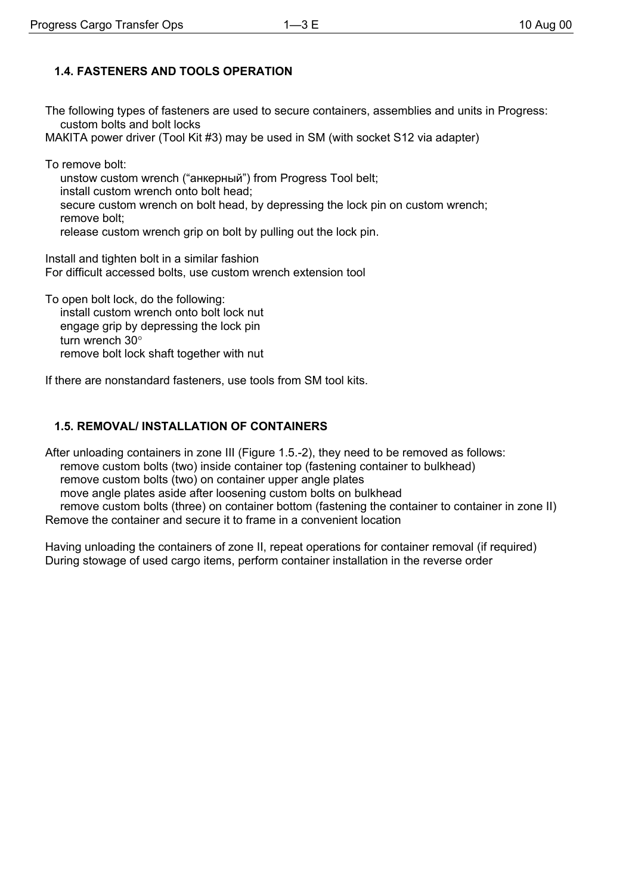### 1.4. FASTENERS AND TOOLS OPERATION

The following types of fasteners are used to secure containers, assemblies and units in Progress:
- custom bolts and bolt locks

MAKITA power driver (Tool Kit #3) may be used in SM (with socket S12 via adapter)

To remove bolt:
- unstow custom wrench (“анкерный”) from Progress Tool belt;
- install custom wrench onto bolt head;
- secure custom wrench on bolt head, by depressing the lock pin on custom wrench;
- remove bolt;
- release custom wrench grip on bolt by pulling out the lock pin.

Install and tighten bolt in a similar fashion
For difficult accessed bolts, use custom wrench extension tool

To open bolt lock, do the following:
- install custom wrench onto bolt lock nut
- engage grip by depressing the lock pin
- turn wrench 30°
- remove bolt lock shaft together with nut

If there are nonstandard fasteners, use tools from SM tool kits.

### 1.5. REMOVAL/ INSTALLATION OF CONTAINERS

After unloading containers in zone III (Figure 1.5.-2), they need to be removed as follows:
- remove custom bolts (two) inside container top (fastening container to bulkhead)
- remove custom bolts (two) on container upper angle plates
- move angle plates aside after loosening custom bolts on bulkhead
- remove custom bolts (three) on container bottom (fastening the container to container in zone II)

Remove the container and secure it to frame in a convenient location

Having unloading the containers of zone II, repeat operations for container removal (if required)
During stowage of used cargo items, perform container installation in the reverse order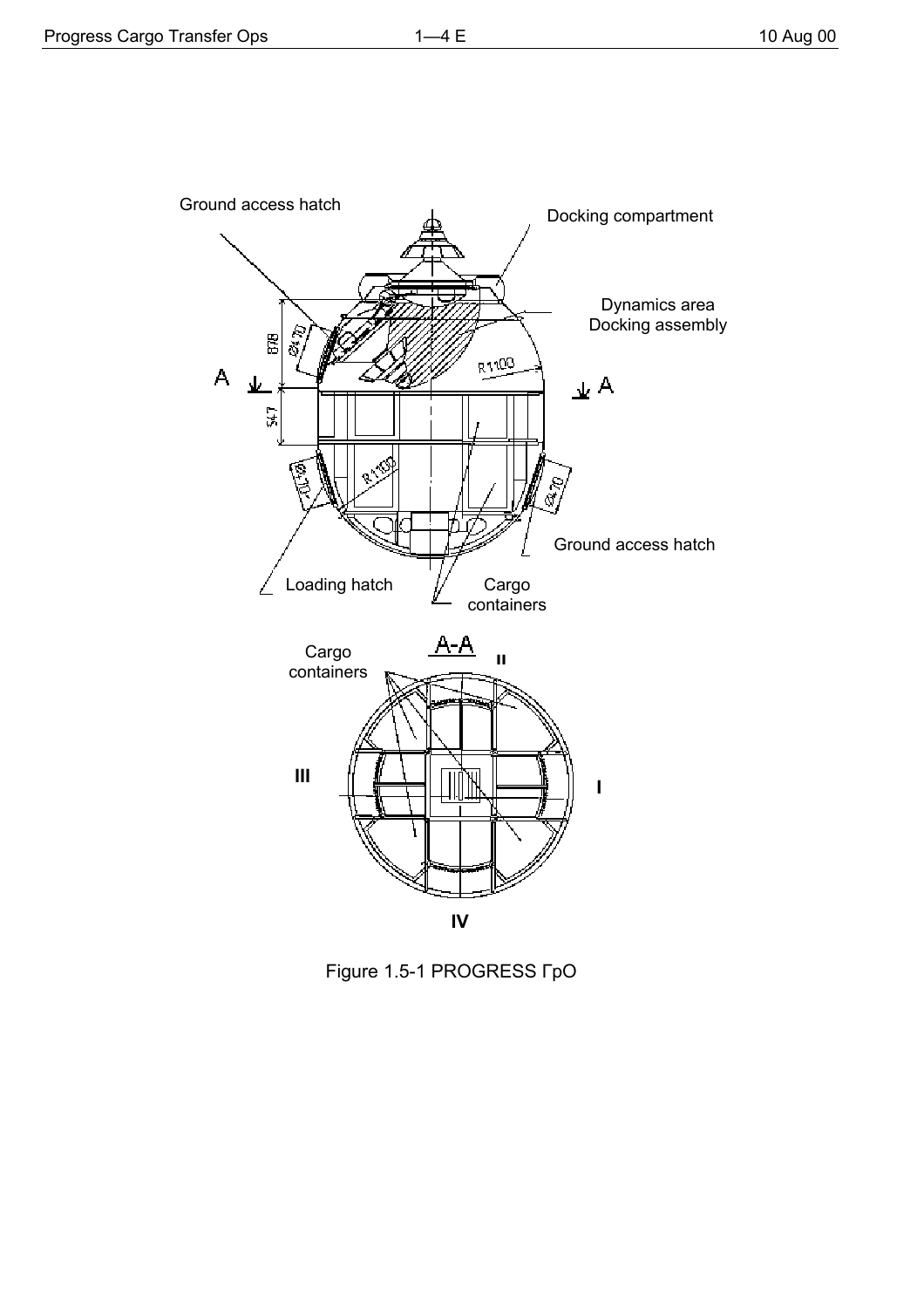Ground access hatch

Docking compartment

Dynamics area
Docking assembly

Ground access hatch

Loading hatch

Cargo containers

Cargo containers

A-A

II

III

I

IV

Figure 1.5-1 PROGRESS ГрО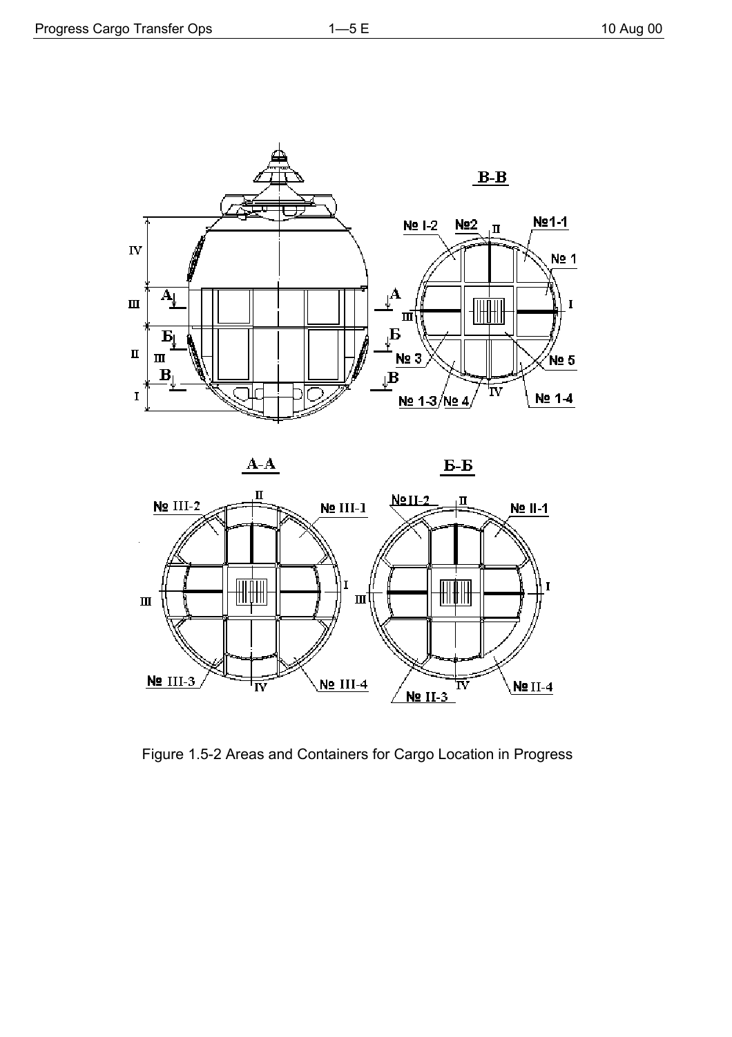Figure 1.5-2 Areas and Containers for Cargo Location in Progress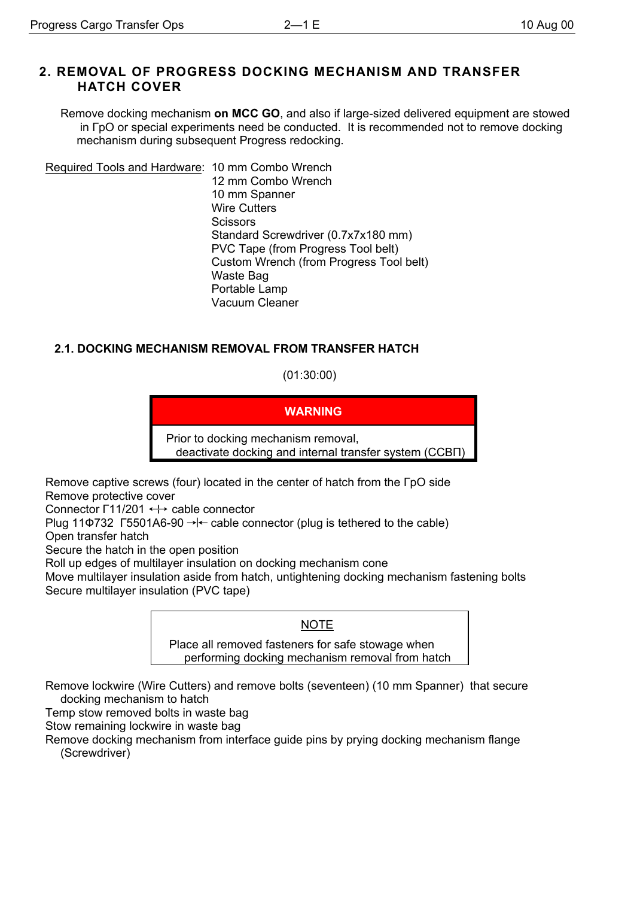## 2. REMOVAL OF PROGRESS DOCKING MECHANISM AND TRANSFER HATCH COVER

Remove docking mechanism **on MCC GO**, and also if large-sized delivered equipment are stowed in ГрО or special experiments need be conducted. It is recommended not to remove docking mechanism during subsequent Progress redocking.

Required Tools and Hardware:
- 10 mm Combo Wrench
- 12 mm Combo Wrench
- 10 mm Spanner
- Wire Cutters
- Scissors
- Standard Screwdriver (0.7x7x180 mm)
- PVC Tape (from Progress Tool belt)
- Custom Wrench (from Progress Tool belt)
- Waste Bag
- Portable Lamp
- Vacuum Cleaner

### 2.1. DOCKING MECHANISM REMOVAL FROM TRANSFER HATCH

(01:30:00)

**WARNING**

Prior to docking mechanism removal, deactivate docking and internal transfer system (ССВП)

Remove captive screws (four) located in the center of hatch from the ГрО side
Remove protective cover
Connector Г11/201 ←|→ cable connector
Plug 11Ф732 Г5501А6-90 →|← cable connector (plug is tethered to the cable)
Open transfer hatch
Secure the hatch in the open position
Roll up edges of multilayer insulation on docking mechanism cone
Move multilayer insulation aside from hatch, untightening docking mechanism fastening bolts
Secure multilayer insulation (PVC tape)

NOTE

Place all removed fasteners for safe stowage when performing docking mechanism removal from hatch

Remove lockwire (Wire Cutters) and remove bolts (seventeen) (10 mm Spanner) that secure docking mechanism to hatch
Temp stow removed bolts in waste bag
Stow remaining lockwire in waste bag
Remove docking mechanism from interface guide pins by prying docking mechanism flange (Screwdriver)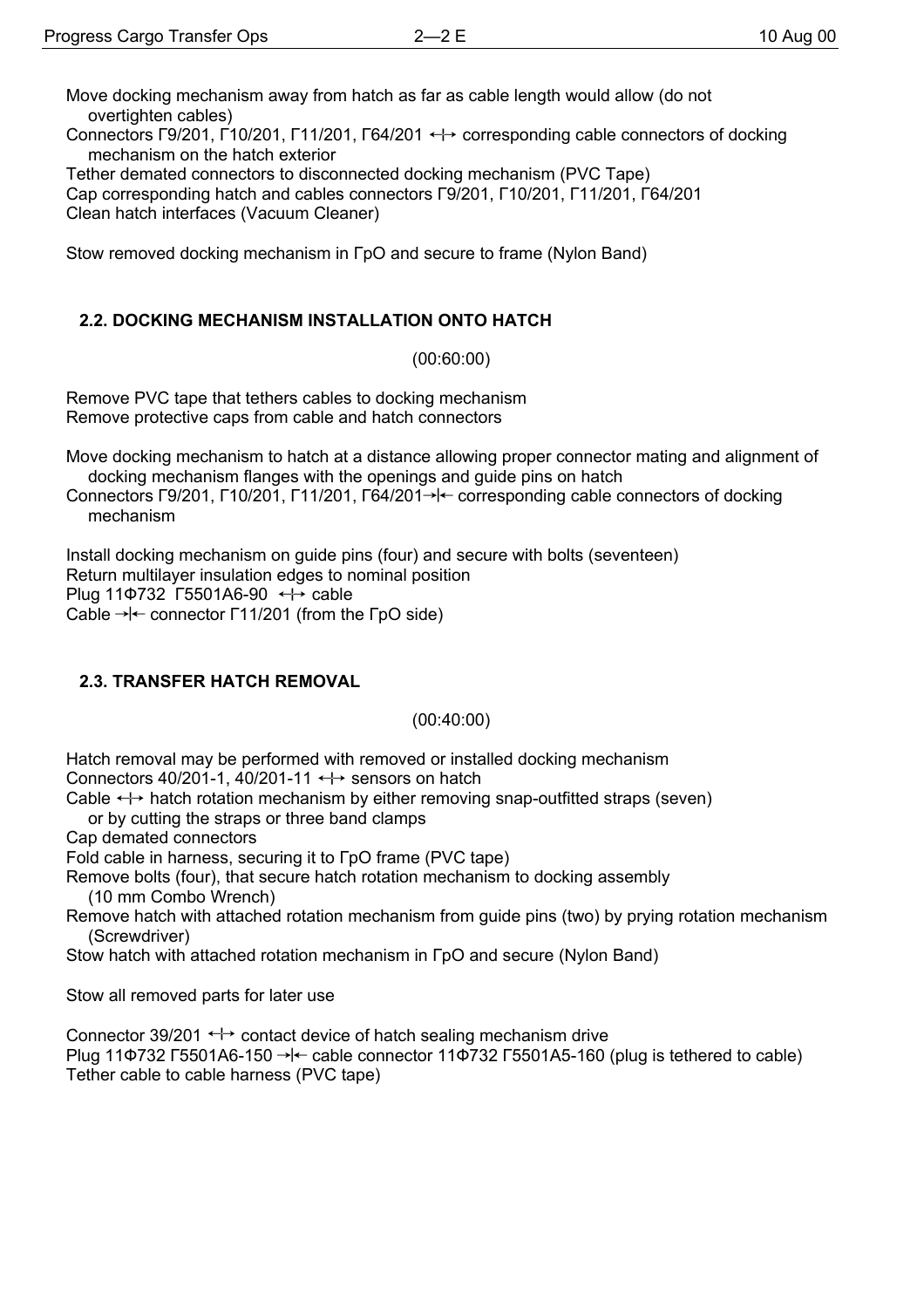Move docking mechanism away from hatch as far as cable length would allow (do not overtighten cables)

Connectors Г9/201, Г10/201, Г11/201, Г64/201 ↔ corresponding cable connectors of docking mechanism on the hatch exterior

Tether demated connectors to disconnected docking mechanism (PVC Tape)

Cap corresponding hatch and cables connectors Г9/201, Г10/201, Г11/201, Г64/201

Clean hatch interfaces (Vacuum Cleaner)

Stow removed docking mechanism in ГрО and secure to frame (Nylon Band)

### 2.2. DOCKING MECHANISM INSTALLATION ONTO HATCH

(00:60:00)

Remove PVC tape that tethers cables to docking mechanism

Remove protective caps from cable and hatch connectors

Move docking mechanism to hatch at a distance allowing proper connector mating and alignment of docking mechanism flanges with the openings and guide pins on hatch

Connectors Г9/201, Г10/201, Г11/201, Г64/201→|← corresponding cable connectors of docking mechanism

Install docking mechanism on guide pins (four) and secure with bolts (seventeen)

Return multilayer insulation edges to nominal position

Plug 11Ф732 Г5501А6-90 ↔ cable

Cable →|← connector Г11/201 (from the ГрО side)

### 2.3. TRANSFER HATCH REMOVAL

(00:40:00)

Hatch removal may be performed with removed or installed docking mechanism

Connectors 40/201-1, 40/201-11 ↔ sensors on hatch

Cable ↔ hatch rotation mechanism by either removing snap-outfitted straps (seven) or by cutting the straps or three band clamps

Cap demated connectors

Fold cable in harness, securing it to ГрО frame (PVC tape)

Remove bolts (four), that secure hatch rotation mechanism to docking assembly (10 mm Combo Wrench)

Remove hatch with attached rotation mechanism from guide pins (two) by prying rotation mechanism (Screwdriver)

Stow hatch with attached rotation mechanism in ГрО and secure (Nylon Band)

Stow all removed parts for later use

Connector 39/201 ↔ contact device of hatch sealing mechanism drive

Plug 11Ф732 Г5501А6-150 →|← cable connector 11Ф732 Г5501А5-160 (plug is tethered to cable)

Tether cable to cable harness (PVC tape)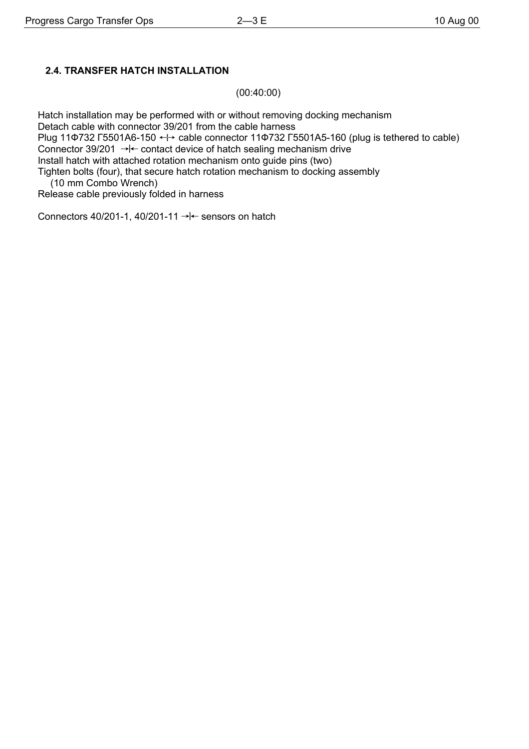## 2.4. TRANSFER HATCH INSTALLATION

(00:40:00)

Hatch installation may be performed with or without removing docking mechanism
Detach cable with connector 39/201 from the cable harness
Plug 11Ф732 Г5501А6-150 ←|→ cable connector 11Ф732 Г5501А5-160 (plug is tethered to cable)
Connector 39/201 →|← contact device of hatch sealing mechanism drive
Install hatch with attached rotation mechanism onto guide pins (two)
Tighten bolts (four), that secure hatch rotation mechanism to docking assembly
(10 mm Combo Wrench)
Release cable previously folded in harness

Connectors 40/201-1, 40/201-11 →|← sensors on hatch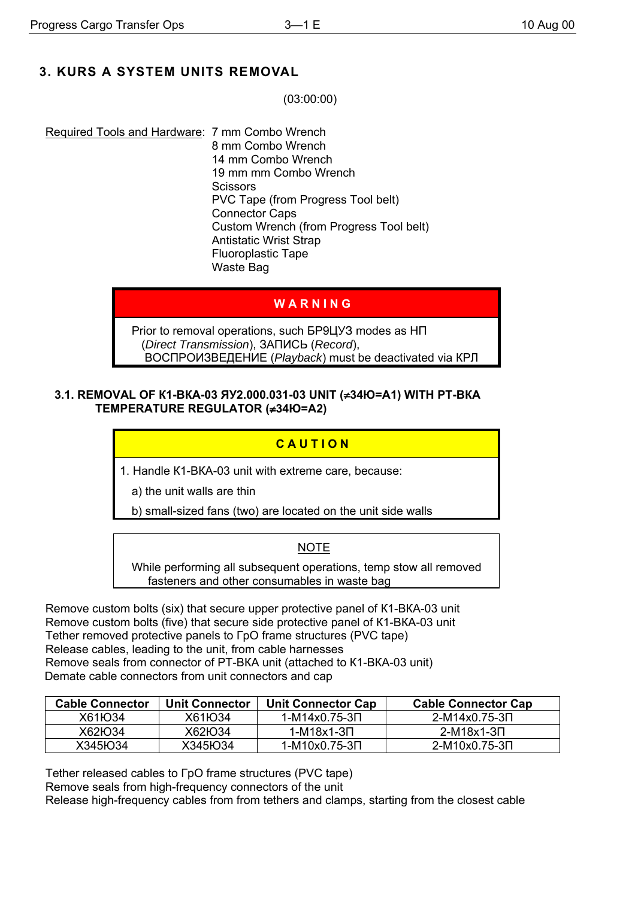# 3. KURS A SYSTEM UNITS REMOVAL

(03:00:00)

Required Tools and Hardware: 7 mm Combo Wrench
8 mm Combo Wrench
14 mm Combo Wrench
19 mm mm Combo Wrench
Scissors
PVC Tape (from Progress Tool belt)
Connector Caps
Custom Wrench (from Progress Tool belt)
Antistatic Wrist Strap
Fluoroplastic Tape
Waste Bag

**WARNING**

Prior to removal operations, such БР9ЦУ3 modes as НП (*Direct Transmission*), ЗАПИСЬ (*Record*), ВОСПРОИЗВЕДЕНИЕ (*Playback*) must be deactivated via КРЛ

## 3.1. REMOVAL OF К1-ВКА-03 ЯУ2.000.031-03 UNIT (≠34Ю=А1) WITH РТ-ВКА TEMPERATURE REGULATOR (≠34Ю=А2)

**CAUTION**

1. Handle К1-ВКА-03 unit with extreme care, because:
   a) the unit walls are thin
   b) small-sized fans (two) are located on the unit side walls

NOTE

While performing all subsequent operations, temp stow all removed fasteners and other consumables in waste bag

Remove custom bolts (six) that secure upper protective panel of К1-ВКА-03 unit
Remove custom bolts (five) that secure side protective panel of К1-ВКА-03 unit
Tether removed protective panels to ГрО frame structures (PVC tape)
Release cables, leading to the unit, from cable harnesses
Remove seals from connector of РТ-ВКА unit (attached to К1-ВКА-03 unit)
Demate cable connectors from unit connectors and cap

| Cable Connector | Unit Connector | Unit Connector Cap | Cable Connector Cap |
|---|---|---|---|
| Х61Ю34 | Х61Ю34 | 1-М14х0.75-3П | 2-М14х0.75-3П |
| Х62Ю34 | Х62Ю34 | 1-М18х1-3П | 2-М18х1-3П |
| Х345Ю34 | Х345Ю34 | 1-М10х0.75-3П | 2-М10х0.75-3П |

Tether released cables to ГрО frame structures (PVC tape)
Remove seals from high-frequency connectors of the unit
Release high-frequency cables from from tethers and clamps, starting from the closest cable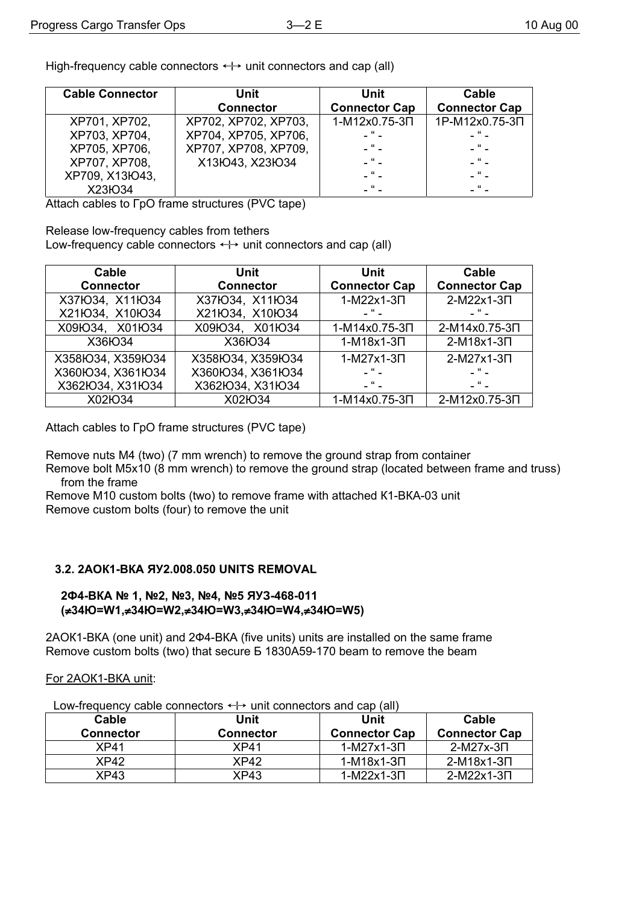High-frequency cable connectors ↔ unit connectors and cap (all)

| Cable Connector | Unit Connector | Unit Connector Cap | Cable Connector Cap |
|---|---|---|---|
| XP701, XP702, XP703, XP704, XP705, XP706, XP707, XP708, XP709, X13Ю43, X23Ю34 | XP702, XP702, XP703, XP704, XP705, XP706, XP707, XP708, XP709, X13Ю43, X23Ю34 | 1-M12x0.75-3П<br>- " -<br>- " -<br>- " -<br>- " -<br>- " - | 1P-M12x0.75-3П<br>- " -<br>- " -<br>- " -<br>- " -<br>- " - |

Attach cables to ГрО frame structures (PVC tape)

Release low-frequency cables from tethers
Low-frequency cable connectors ↔ unit connectors and cap (all)

| Cable Connector | Unit Connector | Unit Connector Cap | Cable Connector Cap |
|---|---|---|---|
| X37Ю34, X11Ю34<br>X21Ю34, X10Ю34 | X37Ю34, X11Ю34<br>X21Ю34, X10Ю34 | 1-M22x1-3П<br>- " - | 2-M22x1-3П<br>- " - |
| X09Ю34, X01Ю34 | X09Ю34, X01Ю34 | 1-M14x0.75-3П | 2-M14x0.75-3П |
| X36Ю34 | X36Ю34 | 1-M18x1-3П | 2-M18x1-3П |
| X358Ю34, X359Ю34<br>X360Ю34, X361Ю34<br>X362Ю34, X31Ю34 | X358Ю34, X359Ю34<br>X360Ю34, X361Ю34<br>X362Ю34, X31Ю34 | 1-M27x1-3П<br>- " -<br>- " - | 2-M27x1-3П<br>- " -<br>- " - |
| X02Ю34 | X02Ю34 | 1-M14x0.75-3П | 2-M12x0.75-3П |

Attach cables to ГрО frame structures (PVC tape)

Remove nuts M4 (two) (7 mm wrench) to remove the ground strap from container
Remove bolt M5x10 (8 mm wrench) to remove the ground strap (located between frame and truss) from the frame
Remove M10 custom bolts (two) to remove frame with attached К1-ВКА-03 unit
Remove custom bolts (four) to remove the unit

### 3.2. 2АОК1-ВКА ЯУ2.008.050 UNITS REMOVAL

**2Ф4-ВКА № 1, №2, №3, №4, №5 ЯУ3-468-011 (≠34Ю=W1,≠34Ю=W2,≠34Ю=W3,≠34Ю=W4,≠34Ю=W5)**

2АОК1-ВКА (one unit) and 2Ф4-ВКА (five units) units are installed on the same frame
Remove custom bolts (two) that secure Б 1830А59-170 beam to remove the beam

For 2АОК1-ВКА unit:

Low-frequency cable connectors ↔ unit connectors and cap (all)

| Cable Connector | Unit Connector | Unit Connector Cap | Cable Connector Cap |
|---|---|---|---|
| XP41 | XP41 | 1-M27x1-3П | 2-M27x-3П |
| XP42 | XP42 | 1-M18x1-3П | 2-M18x1-3П |
| XP43 | XP43 | 1-M22x1-3П | 2-M22x1-3П |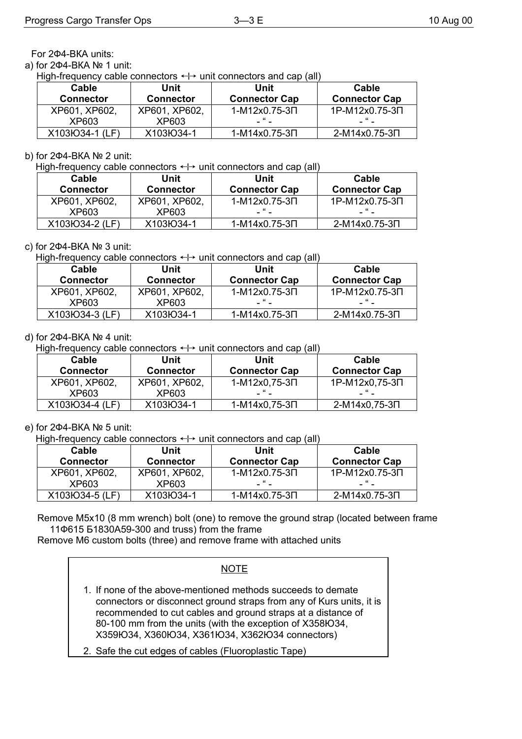For 2Ф4-ВКА units:

a) for 2Ф4-ВКА № 1 unit:

High-frequency cable connectors ↔ unit connectors and cap (all)

| Cable Connector | Unit Connector | Unit Connector Cap | Cable Connector Cap |
|---|---|---|---|
| XP601, XP602, XP603 | XP601, XP602, XP603 | 1-M12x0.75-3П<br>- " - | 1P-M12x0.75-3П<br>- " - |
| X103Ю34-1 (LF) | X103Ю34-1 | 1-M14x0.75-3П | 2-M14x0.75-3П |

b) for 2Ф4-ВКА № 2 unit:

High-frequency cable connectors ↔ unit connectors and cap (all)

| Cable Connector | Unit Connector | Unit Connector Cap | Cable Connector Cap |
|---|---|---|---|
| XP601, XP602, XP603 | XP601, XP602, XP603 | 1-M12x0.75-3П<br>- " - | 1P-M12x0.75-3П<br>- " - |
| X103Ю34-2 (LF) | X103Ю34-1 | 1-M14x0.75-3П | 2-M14x0.75-3П |

c) for 2Ф4-ВКА № 3 unit:

High-frequency cable connectors ↔ unit connectors and cap (all)

| Cable Connector | Unit Connector | Unit Connector Cap | Cable Connector Cap |
|---|---|---|---|
| XP601, XP602, XP603 | XP601, XP602, XP603 | 1-M12x0.75-3П<br>- " - | 1P-M12x0.75-3П<br>- " - |
| X103Ю34-3 (LF) | X103Ю34-1 | 1-M14x0.75-3П | 2-M14x0.75-3П |

d) for 2Ф4-ВКА № 4 unit:

High-frequency cable connectors ↔ unit connectors and cap (all)

| Cable Connector | Unit Connector | Unit Connector Cap | Cable Connector Cap |
|---|---|---|---|
| XP601, XP602, XP603 | XP601, XP602, XP603 | 1-M12x0,75-3П<br>- " - | 1P-M12x0,75-3П<br>- " - |
| X103Ю34-4 (LF) | X103Ю34-1 | 1-M14x0,75-3П | 2-M14x0,75-3П |

e) for 2Ф4-ВКА № 5 unit:

High-frequency cable connectors ↔ unit connectors and cap (all)

| Cable Connector | Unit Connector | Unit Connector Cap | Cable Connector Cap |
|---|---|---|---|
| XP601, XP602, XP603 | XP601, XP602, XP603 | 1-M12x0.75-3П<br>- " - | 1P-M12x0.75-3П<br>- " - |
| X103Ю34-5 (LF) | X103Ю34-1 | 1-M14x0.75-3П | 2-M14x0.75-3П |

Remove M5x10 (8 mm wrench) bolt (one) to remove the ground strap (located between frame 11Ф615 Б1830А59-300 and truss) from the frame

Remove M6 custom bolts (three) and remove frame with attached units

NOTE

1. If none of the above-mentioned methods succeeds to demate connectors or disconnect ground straps from any of Kurs units, it is recommended to cut cables and ground straps at a distance of 80-100 mm from the units (with the exception of X358Ю34, X359Ю34, X360Ю34, X361Ю34, X362Ю34 connectors)
2. Safe the cut edges of cables (Fluoroplastic Tape)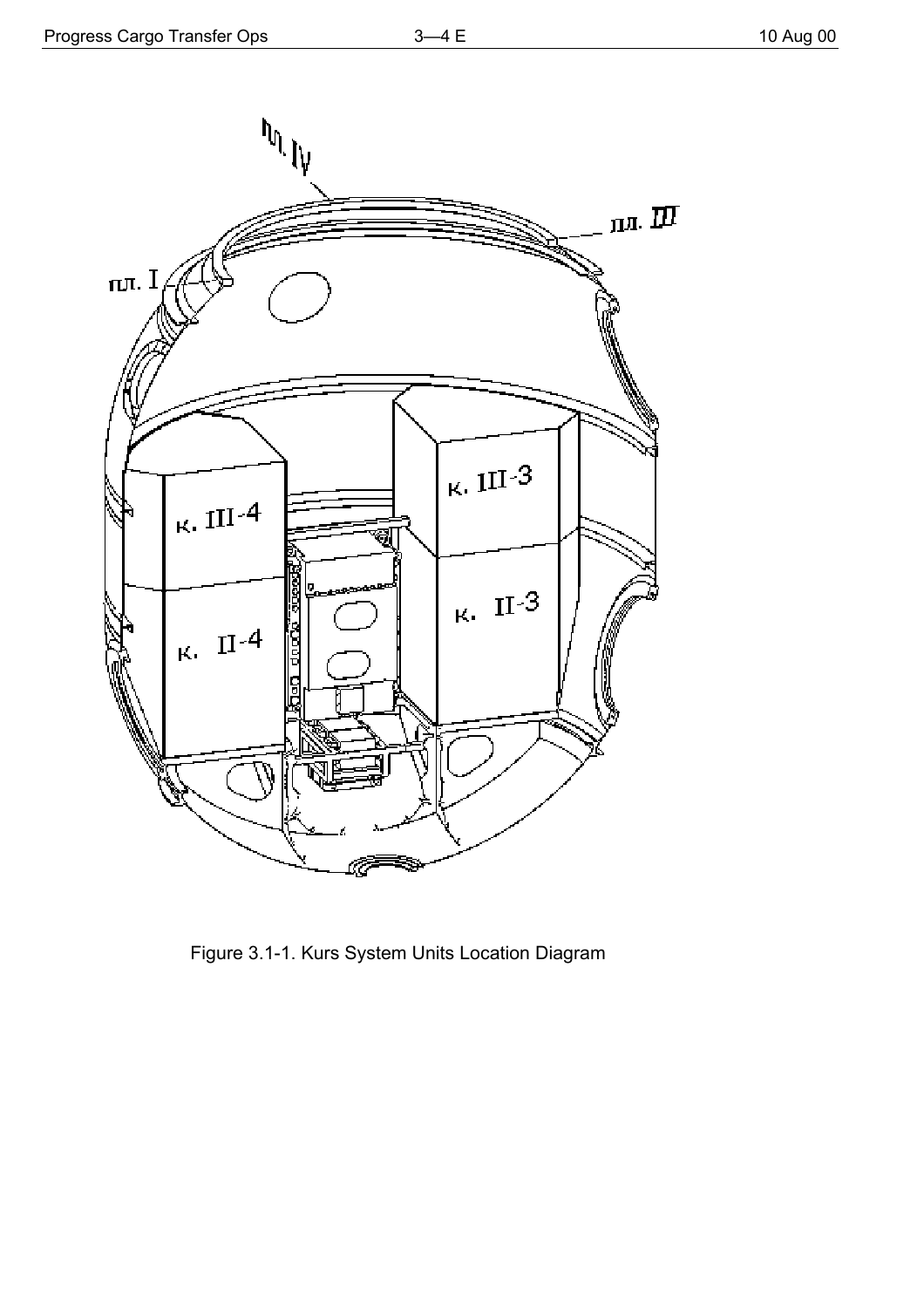Figure 3.1-1. Kurs System Units Location Diagram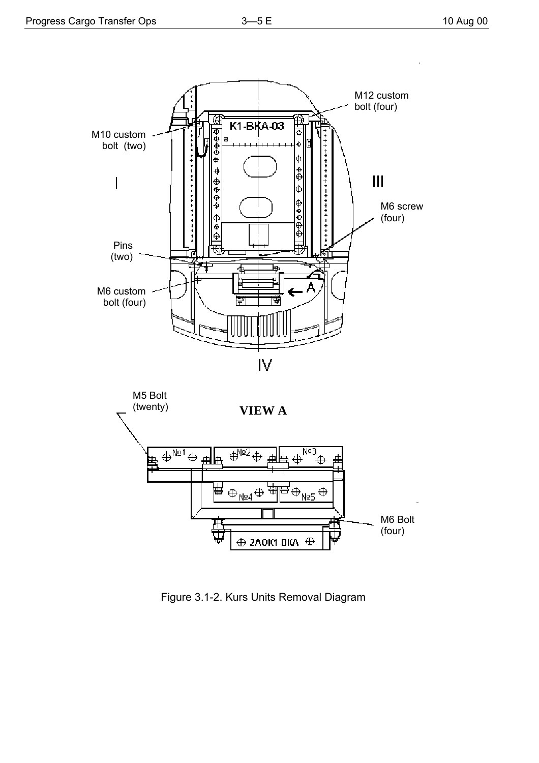M12 custom bolt (four)

M10 custom bolt (two)

K1-BKA-03

I

III

M6 screw (four)

Pins (two)

M6 custom bolt (four)

A

IV

M5 Bolt (twenty)

VIEW A

№1 №2 №3

№4 №5

M6 Bolt (four)

2AOK1-BKA

Figure 3.1-2. Kurs Units Removal Diagram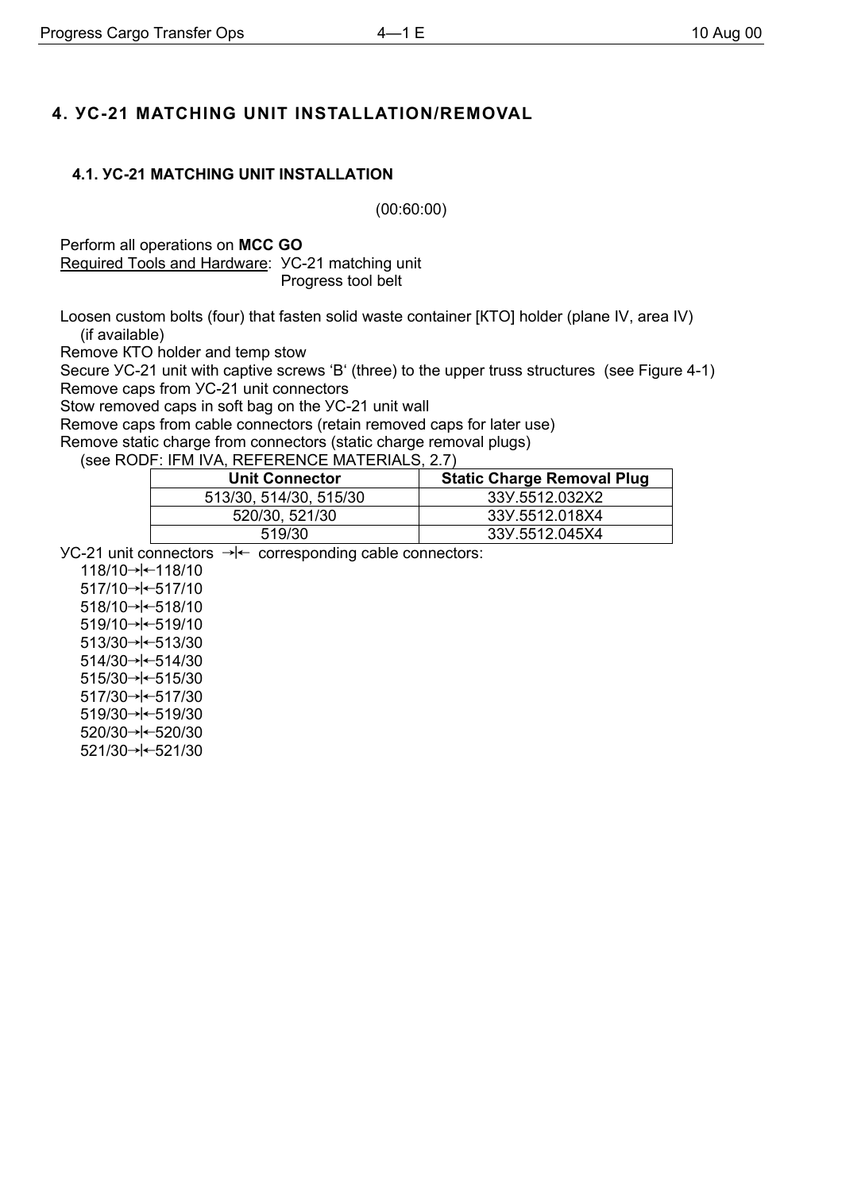# 4. УС-21 MATCHING UNIT INSTALLATION/REMOVAL

## 4.1. УС-21 MATCHING UNIT INSTALLATION

(00:60:00)

Perform all operations on **MCC GO**

Required Tools and Hardware: УС-21 matching unit
Progress tool belt

Loosen custom bolts (four) that fasten solid waste container [КТО] holder (plane IV, area IV) (if available)

Remove КТО holder and temp stow

Secure УС-21 unit with captive screws ‘B‘ (three) to the upper truss structures (see Figure 4-1)

Remove caps from УС-21 unit connectors

Stow removed caps in soft bag on the УС-21 unit wall

Remove caps from cable connectors (retain removed caps for later use)

Remove static charge from connectors (static charge removal plugs)
(see RODF: IFM IVA, REFERENCE MATERIALS, 2.7)

| Unit Connector | Static Charge Removal Plug |
|---|---|
| 513/30, 514/30, 515/30 | 33У.5512.032Х2 |
| 520/30, 521/30 | 33У.5512.018Х4 |
| 519/30 | 33У.5512.045Х4 |

УС-21 unit connectors →|← corresponding cable connectors:

118/10→|←118/10
517/10→|←517/10
518/10→|←518/10
519/10→|←519/10
513/30→|←513/30
514/30→|←514/30
515/30→|←515/30
517/30→|←517/30
519/30→|←519/30
520/30→|←520/30
521/30→|←521/30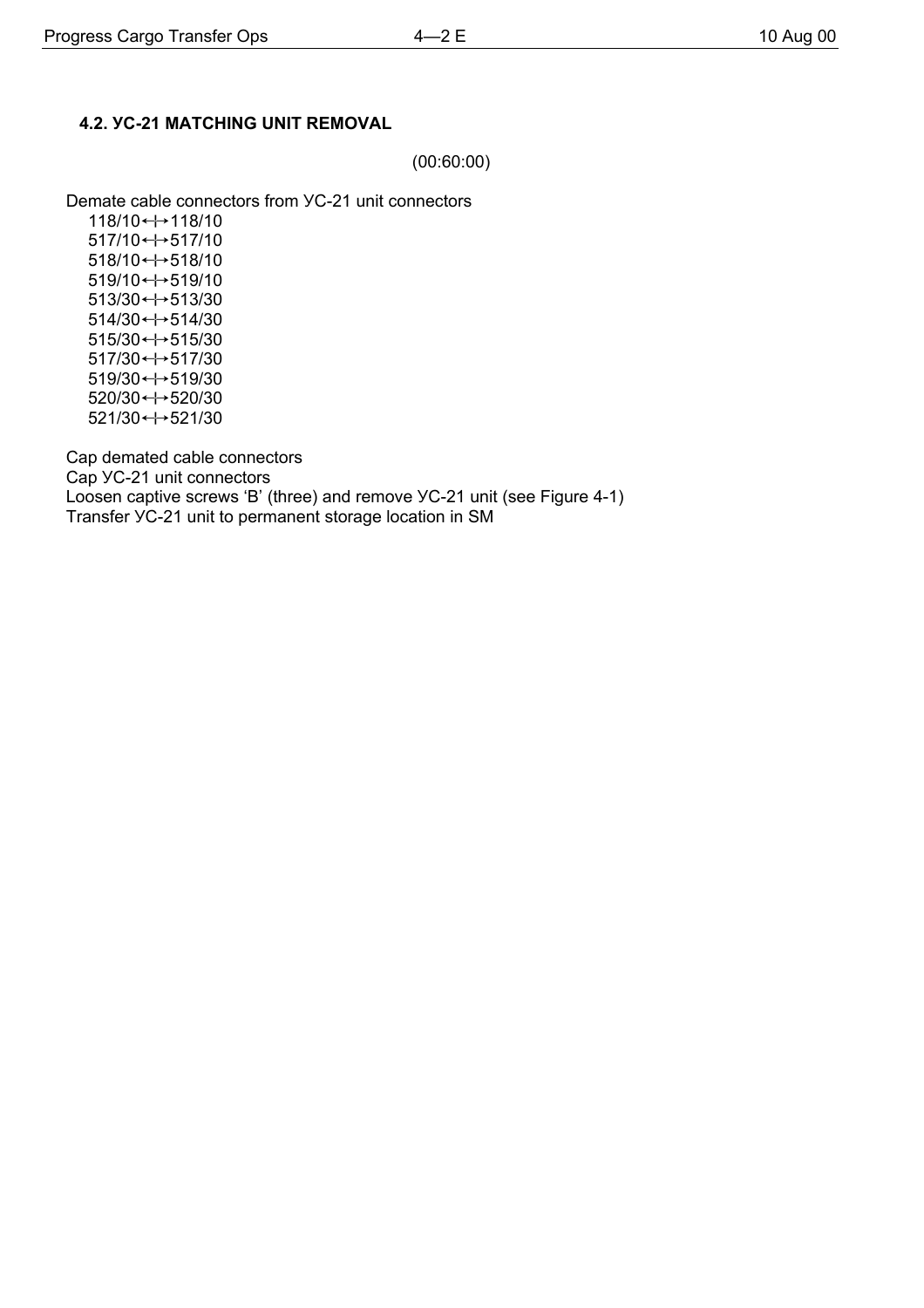### 4.2. УС-21 MATCHING UNIT REMOVAL

(00:60:00)

Demate cable connectors from УС-21 unit connectors

118/10←|→118/10
517/10←|→517/10
518/10←|→518/10
519/10←|→519/10
513/30←|→513/30
514/30←|→514/30
515/30←|→515/30
517/30←|→517/30
519/30←|→519/30
520/30←|→520/30
521/30←|→521/30

Cap demated cable connectors
Cap УС-21 unit connectors
Loosen captive screws 'B' (three) and remove УС-21 unit (see Figure 4-1)
Transfer УС-21 unit to permanent storage location in SM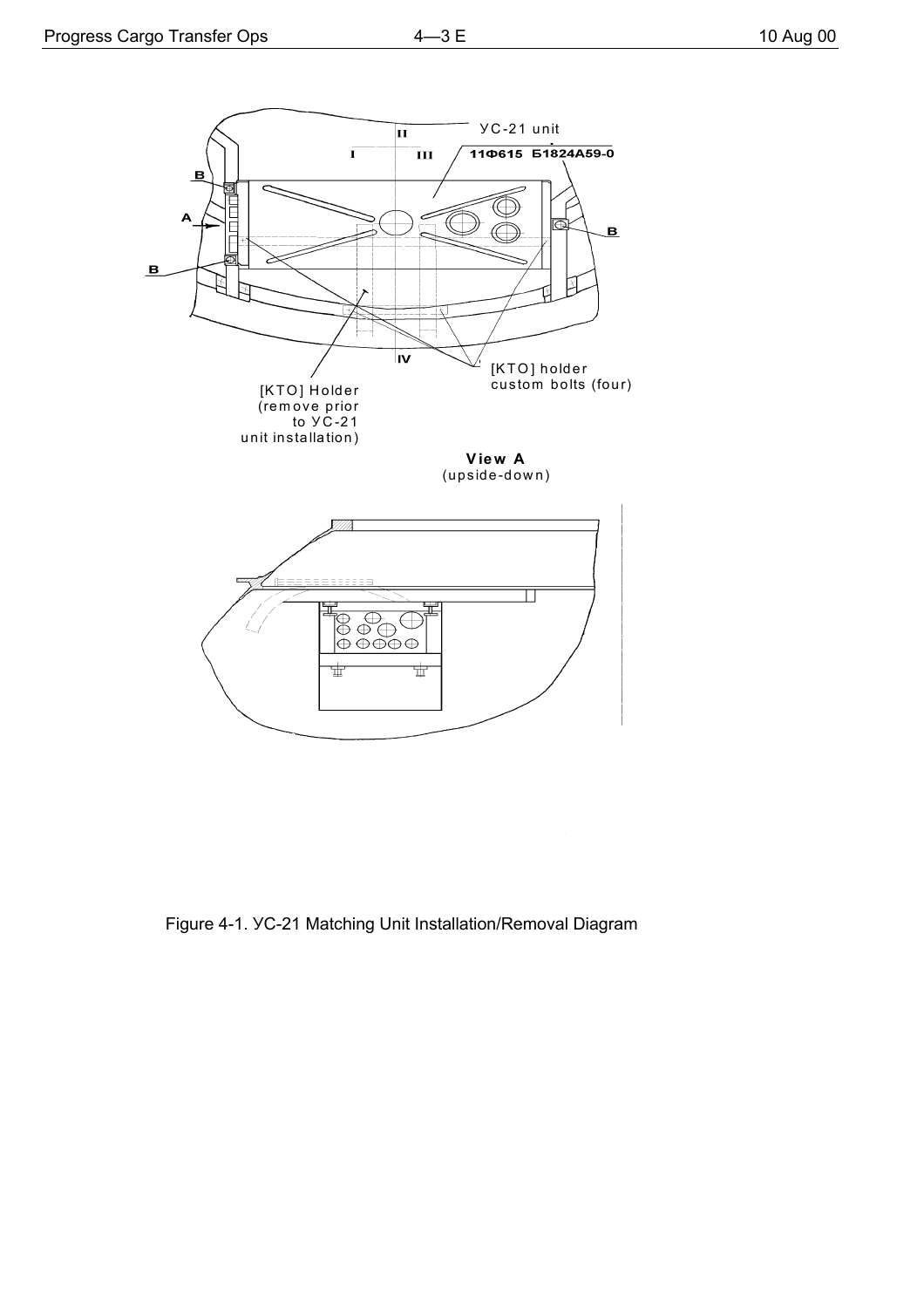УС-21 unit

11Ф615 Б1824А59-0

I

II

III

IV

A

B

B

B

[KTO] Holder (remove prior to УС-21 unit installation)

[KTO] holder custom bolts (four)

**View A**
(upside-down)

Figure 4-1. УС-21 Matching Unit Installation/Removal Diagram